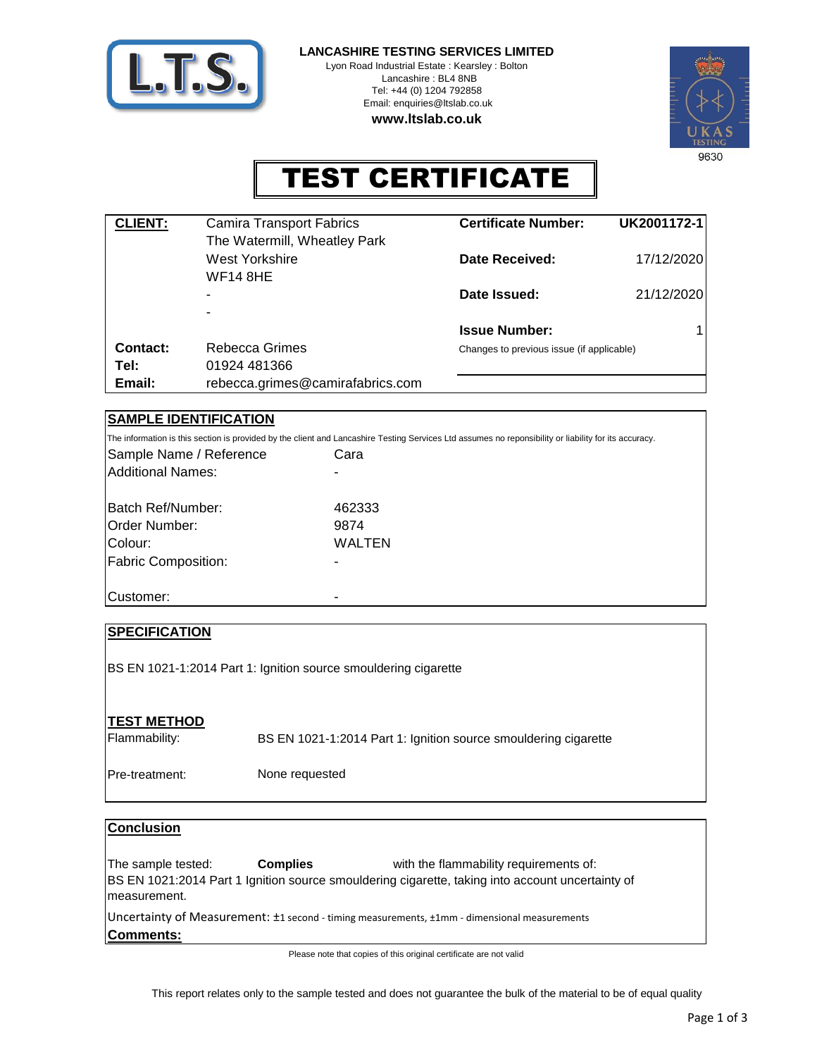**LANCASHIRE TESTING SERVICES LIMITED**
Lyon Road Industrial Estate : Kearsley : Bolton
Lancashire : BL4 8NB
Tel: +44 (0) 1204 792858
Email: enquiries@ltslab.co.uk
**www.ltslab.co.uk**

9630

# TEST CERTIFICATE

| **CLIENT:** | Camira Transport Fabrics | **Certificate Number:** | **UK2001172-1** |
|---|---|---|---|
| | The Watermill, Wheatley Park | | |
| | West Yorkshire | **Date Received:** | 17/12/2020 |
| | WF14 8HE | | |
| | - | **Date Issued:** | 21/12/2020 |
| | - | | |
| | | **Issue Number:** | 1 |
| **Contact:** | Rebecca Grimes | Changes to previous issue (if applicable) | |
| **Tel:** | 01924 481366 | | |
| **Email:** | rebecca.grimes@camirafabrics.com | | |

## SAMPLE IDENTIFICATION

The information is this section is provided by the client and Lancashire Testing Services Ltd assumes no reponsibility or liability for its accuracy.

| | |
|---|---|
| Sample Name / Reference | Cara |
| Additional Names: | - |
| Batch Ref/Number: | 462333 |
| Order Number: | 9874 |
| Colour: | WALTEN |
| Fabric Composition: | - |
| Customer: | - |

## SPECIFICATION

BS EN 1021-1:2014 Part 1: Ignition source smouldering cigarette

## TEST METHOD

| | |
|---|---|
| Flammability: | BS EN 1021-1:2014 Part 1: Ignition source smouldering cigarette |
| Pre-treatment: | None requested |

## Conclusion

The sample tested: **Complies** with the flammability requirements of:
BS EN 1021:2014 Part 1 Ignition source smouldering cigarette, taking into account uncertainty of measurement.

Uncertainty of Measurement: ±1 second - timing measurements, ±1mm - dimensional measurements

**Comments:**

Please note that copies of this original certificate are not valid

This report relates only to the sample tested and does not guarantee the bulk of the material to be of equal quality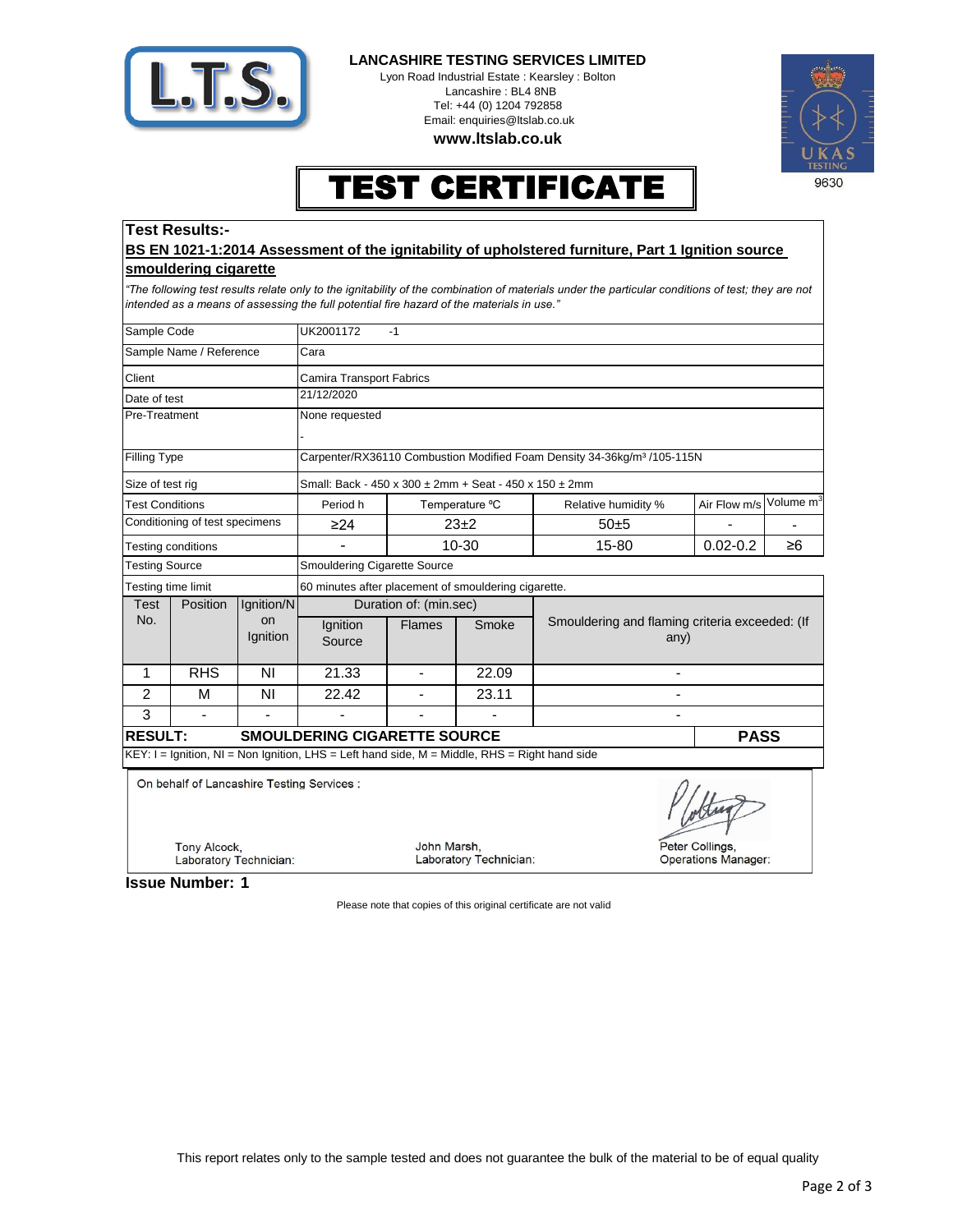**LANCASHIRE TESTING SERVICES LIMITED**

Lyon Road Industrial Estate : Kearsley : Bolton
Lancashire : BL4 8NB
Tel: +44 (0) 1204 792858
Email: enquiries@ltslab.co.uk
**www.ltslab.co.uk**

9630

# TEST CERTIFICATE

**Test Results:-**

**BS EN 1021-1:2014 Assessment of the ignitability of upholstered furniture, Part 1 Ignition source smouldering cigarette**

*"The following test results relate only to the ignitability of the combination of materials under the particular conditions of test; they are not intended as a means of assessing the full potential fire hazard of the materials in use."*

| | | | | | | | |
|---|---|---|---|---|---|---|---|
| Sample Code | | | UK2001172 -1 | | | | |
| Sample Name / Reference | | | Cara | | | | |
| Client | | | Camira Transport Fabrics | | | | |
| Date of test | | | 21/12/2020 | | | | |
| Pre-Treatment | | | None requested<br>- | | | | |
| Filling Type | | | Carpenter/RX36110 Combustion Modified Foam Density 34-36kg/m³ /105-115N | | | | |
| Size of test rig | | | Small: Back - 450 x 300 ± 2mm + Seat - 450 x 150 ± 2mm | | | | |
| Test Conditions | | | Period h | Temperature °C | Relative humidity % | Air Flow m/s | Volume m³ |
| Conditioning of test specimens | | | ≥24 | 23±2 | 50±5 | - | - |
| Testing conditions | | | - | 10-30 | 15-80 | 0.02-0.2 | ≥6 |
| Testing Source | | | Smouldering Cigarette Source | | | | |
| Testing time limit | | | 60 minutes after placement of smouldering cigarette. | | | | |

| Test No. | Position | Ignition/Non Ignition | Duration of: (min.sec) | | | Smouldering and flaming criteria exceeded: (If any) |
|---|---|---|---|---|---|---|
| | | | Ignition Source | Flames | Smoke | |
| 1 | RHS | NI | 21.33 | - | 22.09 | - |
| 2 | M | NI | 22.42 | - | 23.11 | - |
| 3 | - | - | - | - | - | - |

**RESULT: SMOULDERING CIGARETTE SOURCE — PASS**

KEY: I = Ignition, NI = Non Ignition, LHS = Left hand side, M = Middle, RHS = Right hand side

On behalf of Lancashire Testing Services :

| | | |
|---|---|---|
| Tony Alcock,<br>Laboratory Technician: | John Marsh,<br>Laboratory Technician: | Peter Collings,<br>Operations Manager: |

**Issue Number: 1**

Please note that copies of this original certificate are not valid

This report relates only to the sample tested and does not guarantee the bulk of the material to be of equal quality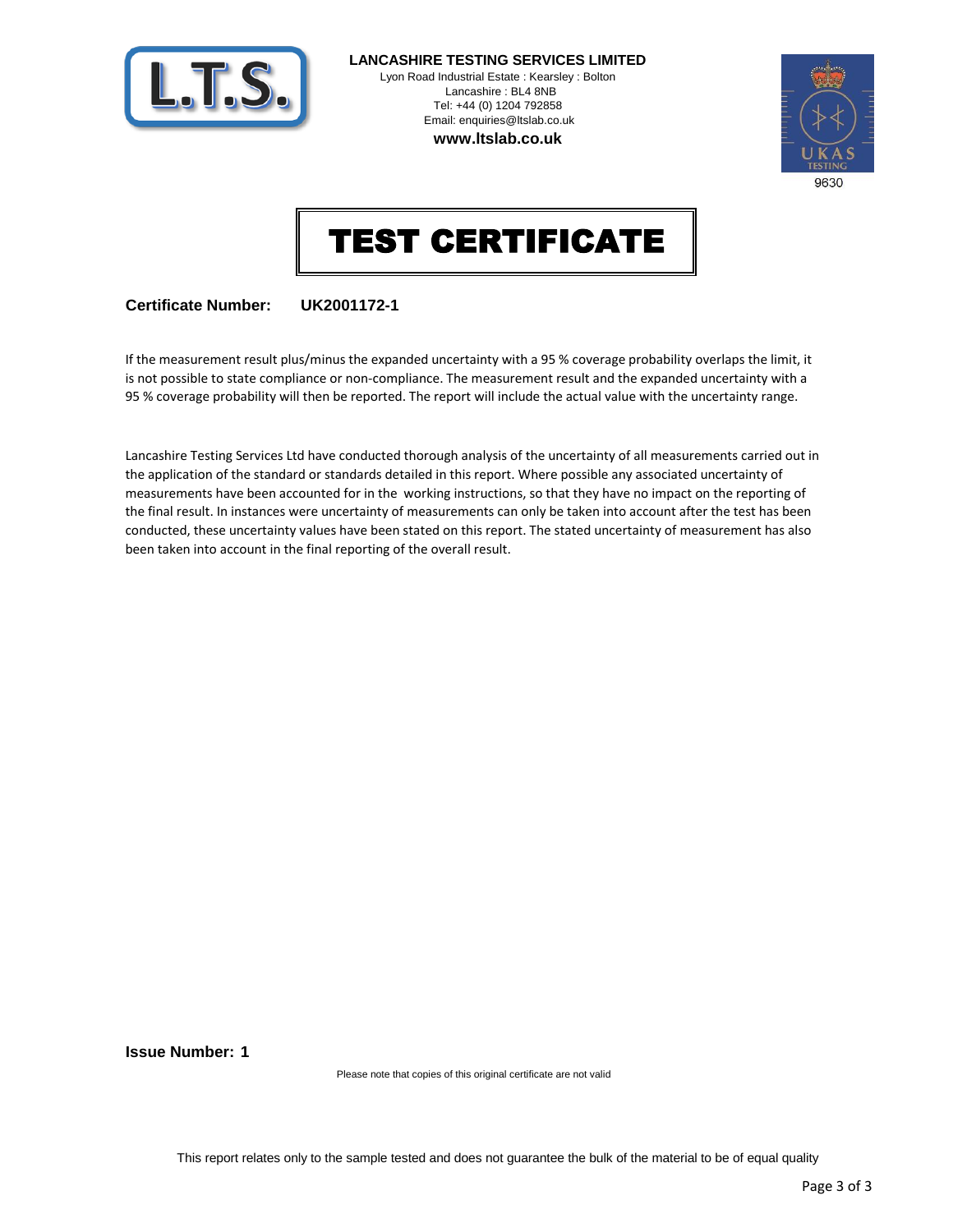**LANCASHIRE TESTING SERVICES LIMITED**
Lyon Road Industrial Estate : Kearsley : Bolton
Lancashire : BL4 8NB
Tel: +44 (0) 1204 792858
Email: enquiries@ltslab.co.uk
**www.ltslab.co.uk**

9630

# TEST CERTIFICATE

**Certificate Number:** **UK2001172-1**

If the measurement result plus/minus the expanded uncertainty with a 95 % coverage probability overlaps the limit, it is not possible to state compliance or non-compliance. The measurement result and the expanded uncertainty with a 95 % coverage probability will then be reported. The report will include the actual value with the uncertainty range.

Lancashire Testing Services Ltd have conducted thorough analysis of the uncertainty of all measurements carried out in the application of the standard or standards detailed in this report. Where possible any associated uncertainty of measurements have been accounted for in the working instructions, so that they have no impact on the reporting of the final result. In instances were uncertainty of measurements can only be taken into account after the test has been conducted, these uncertainty values have been stated on this report. The stated uncertainty of measurement has also been taken into account in the final reporting of the overall result.

**Issue Number: 1**

Please note that copies of this original certificate are not valid

This report relates only to the sample tested and does not guarantee the bulk of the material to be of equal quality